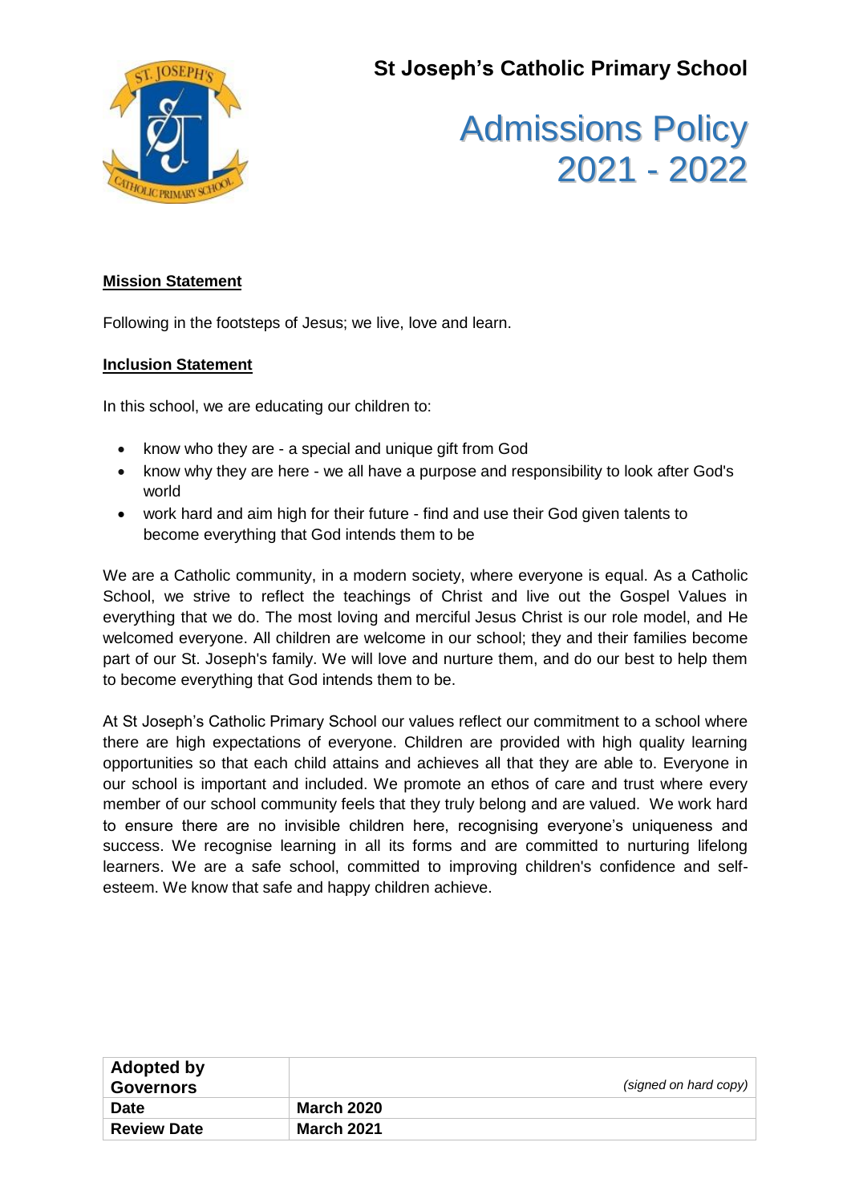**St Joseph's Catholic Primary School**

# Admissions Policy 2021 - 2022

## Mission Statement

Following in the footsteps of Jesus; we live, love and learn.

## Inclusion Statement

In this school, we are educating our children to:

- know who they are - a special and unique gift from God
- know why they are here - we all have a purpose and responsibility to look after God's world
- work hard and aim high for their future - find and use their God given talents to become everything that God intends them to be

We are a Catholic community, in a modern society, where everyone is equal. As a Catholic School, we strive to reflect the teachings of Christ and live out the Gospel Values in everything that we do. The most loving and merciful Jesus Christ is our role model, and He welcomed everyone. All children are welcome in our school; they and their families become part of our St. Joseph's family. We will love and nurture them, and do our best to help them to become everything that God intends them to be.

At St Joseph's Catholic Primary School our values reflect our commitment to a school where there are high expectations of everyone. Children are provided with high quality learning opportunities so that each child attains and achieves all that they are able to. Everyone in our school is important and included. We promote an ethos of care and trust where every member of our school community feels that they truly belong and are valued. We work hard to ensure there are no invisible children here, recognising everyone's uniqueness and success. We recognise learning in all its forms and are committed to nurturing lifelong learners. We are a safe school, committed to improving children's confidence and self-esteem. We know that safe and happy children achieve.

| **Adopted by Governors** | *(signed on hard copy)* |
|---|---|
| **Date** | **March 2020** |
| **Review Date** | **March 2021** |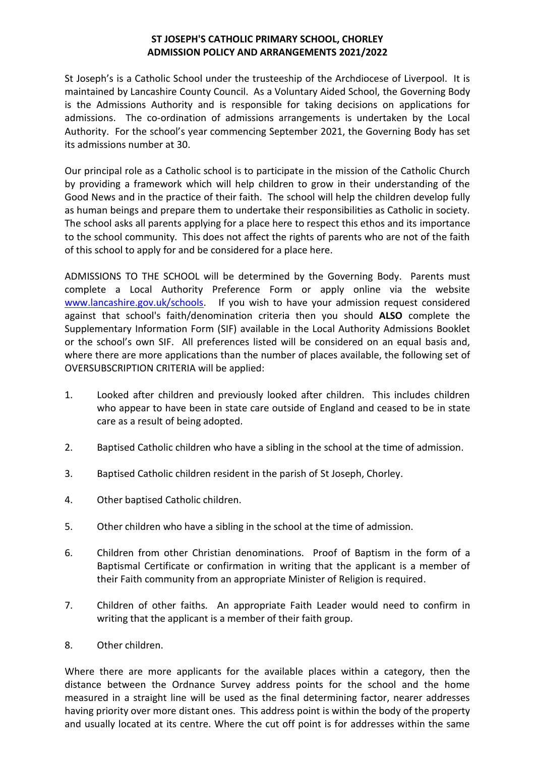**ST JOSEPH'S CATHOLIC PRIMARY SCHOOL, CHORLEY**
**ADMISSION POLICY AND ARRANGEMENTS 2021/2022**

St Joseph's is a Catholic School under the trusteeship of the Archdiocese of Liverpool. It is maintained by Lancashire County Council. As a Voluntary Aided School, the Governing Body is the Admissions Authority and is responsible for taking decisions on applications for admissions. The co-ordination of admissions arrangements is undertaken by the Local Authority. For the school's year commencing September 2021, the Governing Body has set its admissions number at 30.

Our principal role as a Catholic school is to participate in the mission of the Catholic Church by providing a framework which will help children to grow in their understanding of the Good News and in the practice of their faith. The school will help the children develop fully as human beings and prepare them to undertake their responsibilities as Catholic in society. The school asks all parents applying for a place here to respect this ethos and its importance to the school community. This does not affect the rights of parents who are not of the faith of this school to apply for and be considered for a place here.

ADMISSIONS TO THE SCHOOL will be determined by the Governing Body. Parents must complete a Local Authority Preference Form or apply online via the website [www.lancashire.gov.uk/schools](www.lancashire.gov.uk/schools). If you wish to have your admission request considered against that school's faith/denomination criteria then you should **ALSO** complete the Supplementary Information Form (SIF) available in the Local Authority Admissions Booklet or the school's own SIF. All preferences listed will be considered on an equal basis and, where there are more applications than the number of places available, the following set of OVERSUBSCRIPTION CRITERIA will be applied:

1. Looked after children and previously looked after children. This includes children who appear to have been in state care outside of England and ceased to be in state care as a result of being adopted.
2. Baptised Catholic children who have a sibling in the school at the time of admission.
3. Baptised Catholic children resident in the parish of St Joseph, Chorley.
4. Other baptised Catholic children.
5. Other children who have a sibling in the school at the time of admission.
6. Children from other Christian denominations. Proof of Baptism in the form of a Baptismal Certificate or confirmation in writing that the applicant is a member of their Faith community from an appropriate Minister of Religion is required.
7. Children of other faiths. An appropriate Faith Leader would need to confirm in writing that the applicant is a member of their faith group.
8. Other children.

Where there are more applicants for the available places within a category, then the distance between the Ordnance Survey address points for the school and the home measured in a straight line will be used as the final determining factor, nearer addresses having priority over more distant ones. This address point is within the body of the property and usually located at its centre. Where the cut off point is for addresses within the same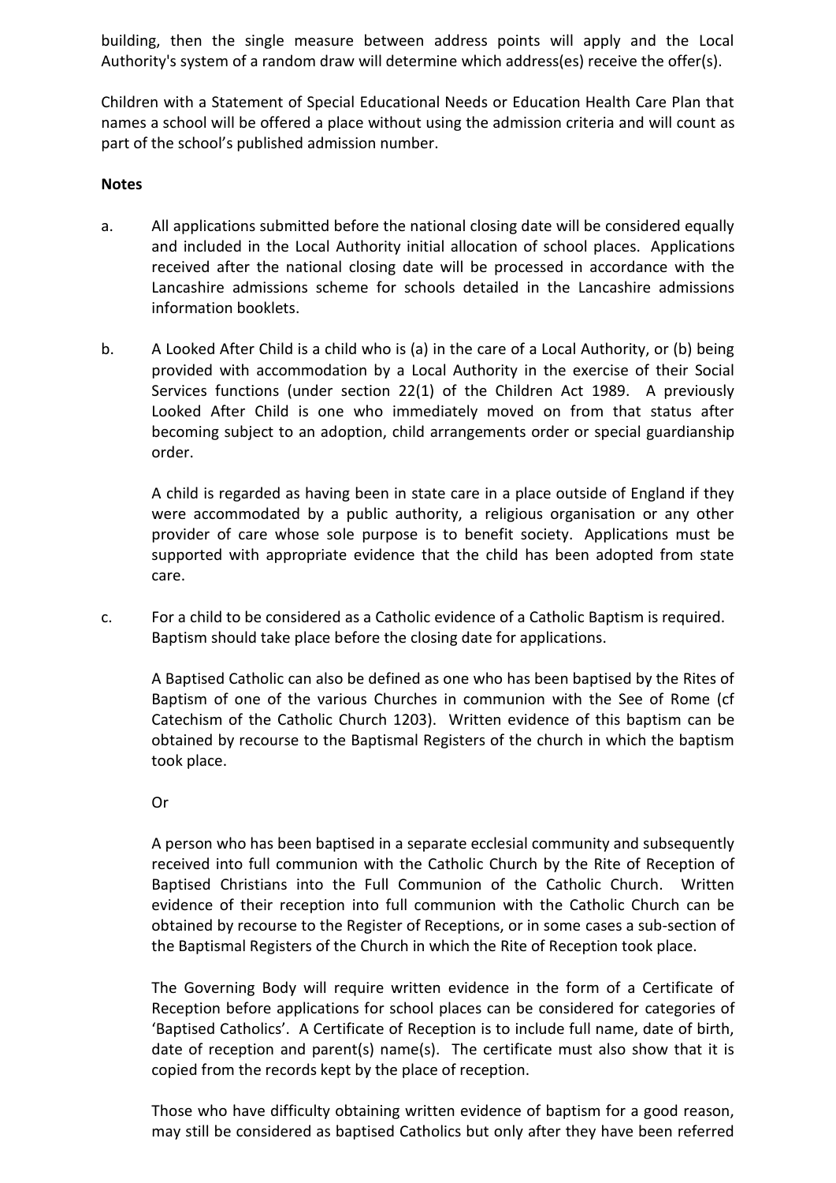building, then the single measure between address points will apply and the Local Authority's system of a random draw will determine which address(es) receive the offer(s).

Children with a Statement of Special Educational Needs or Education Health Care Plan that names a school will be offered a place without using the admission criteria and will count as part of the school's published admission number.

**Notes**

a. All applications submitted before the national closing date will be considered equally and included in the Local Authority initial allocation of school places. Applications received after the national closing date will be processed in accordance with the Lancashire admissions scheme for schools detailed in the Lancashire admissions information booklets.

b. A Looked After Child is a child who is (a) in the care of a Local Authority, or (b) being provided with accommodation by a Local Authority in the exercise of their Social Services functions (under section 22(1) of the Children Act 1989. A previously Looked After Child is one who immediately moved on from that status after becoming subject to an adoption, child arrangements order or special guardianship order.

   A child is regarded as having been in state care in a place outside of England if they were accommodated by a public authority, a religious organisation or any other provider of care whose sole purpose is to benefit society. Applications must be supported with appropriate evidence that the child has been adopted from state care.

c. For a child to be considered as a Catholic evidence of a Catholic Baptism is required. Baptism should take place before the closing date for applications.

   A Baptised Catholic can also be defined as one who has been baptised by the Rites of Baptism of one of the various Churches in communion with the See of Rome (cf Catechism of the Catholic Church 1203). Written evidence of this baptism can be obtained by recourse to the Baptismal Registers of the church in which the baptism took place.

   Or

   A person who has been baptised in a separate ecclesial community and subsequently received into full communion with the Catholic Church by the Rite of Reception of Baptised Christians into the Full Communion of the Catholic Church. Written evidence of their reception into full communion with the Catholic Church can be obtained by recourse to the Register of Receptions, or in some cases a sub-section of the Baptismal Registers of the Church in which the Rite of Reception took place.

   The Governing Body will require written evidence in the form of a Certificate of Reception before applications for school places can be considered for categories of 'Baptised Catholics'. A Certificate of Reception is to include full name, date of birth, date of reception and parent(s) name(s). The certificate must also show that it is copied from the records kept by the place of reception.

   Those who have difficulty obtaining written evidence of baptism for a good reason, may still be considered as baptised Catholics but only after they have been referred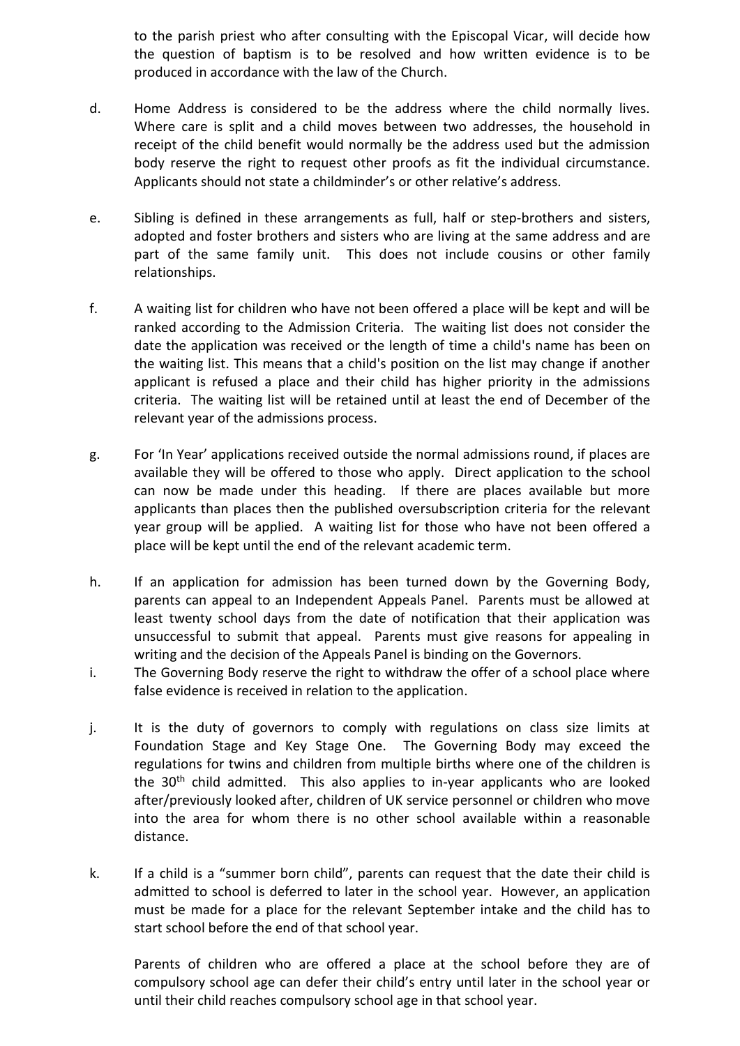to the parish priest who after consulting with the Episcopal Vicar, will decide how the question of baptism is to be resolved and how written evidence is to be produced in accordance with the law of the Church.

d. Home Address is considered to be the address where the child normally lives. Where care is split and a child moves between two addresses, the household in receipt of the child benefit would normally be the address used but the admission body reserve the right to request other proofs as fit the individual circumstance. Applicants should not state a childminder's or other relative's address.

e. Sibling is defined in these arrangements as full, half or step-brothers and sisters, adopted and foster brothers and sisters who are living at the same address and are part of the same family unit. This does not include cousins or other family relationships.

f. A waiting list for children who have not been offered a place will be kept and will be ranked according to the Admission Criteria. The waiting list does not consider the date the application was received or the length of time a child's name has been on the waiting list. This means that a child's position on the list may change if another applicant is refused a place and their child has higher priority in the admissions criteria. The waiting list will be retained until at least the end of December of the relevant year of the admissions process.

g. For 'In Year' applications received outside the normal admissions round, if places are available they will be offered to those who apply. Direct application to the school can now be made under this heading. If there are places available but more applicants than places then the published oversubscription criteria for the relevant year group will be applied. A waiting list for those who have not been offered a place will be kept until the end of the relevant academic term.

h. If an application for admission has been turned down by the Governing Body, parents can appeal to an Independent Appeals Panel. Parents must be allowed at least twenty school days from the date of notification that their application was unsuccessful to submit that appeal. Parents must give reasons for appealing in writing and the decision of the Appeals Panel is binding on the Governors.

i. The Governing Body reserve the right to withdraw the offer of a school place where false evidence is received in relation to the application.

j. It is the duty of governors to comply with regulations on class size limits at Foundation Stage and Key Stage One. The Governing Body may exceed the regulations for twins and children from multiple births where one of the children is the 30th child admitted. This also applies to in-year applicants who are looked after/previously looked after, children of UK service personnel or children who move into the area for whom there is no other school available within a reasonable distance.

k. If a child is a "summer born child", parents can request that the date their child is admitted to school is deferred to later in the school year. However, an application must be made for a place for the relevant September intake and the child has to start school before the end of that school year.

Parents of children who are offered a place at the school before they are of compulsory school age can defer their child's entry until later in the school year or until their child reaches compulsory school age in that school year.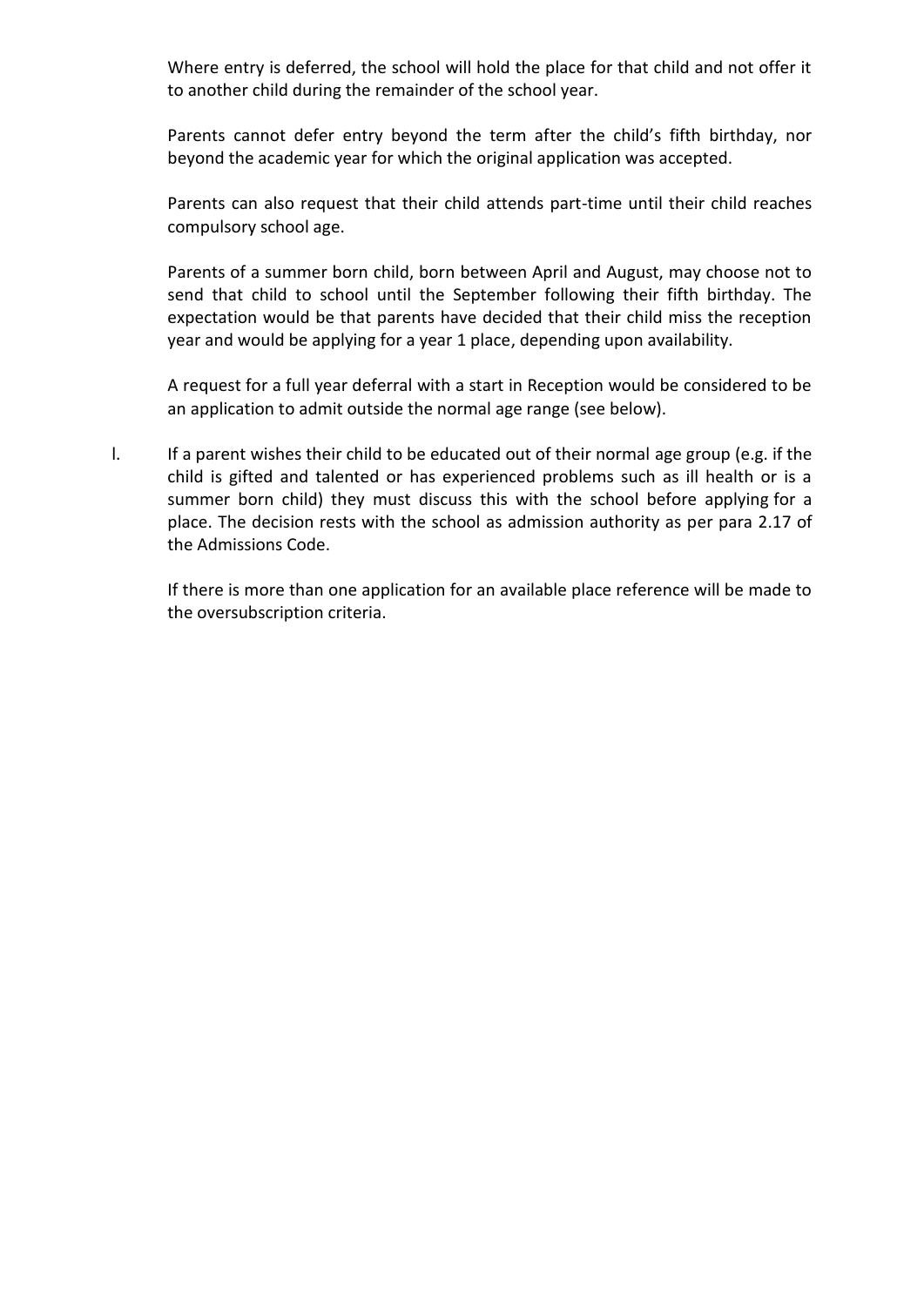Where entry is deferred, the school will hold the place for that child and not offer it to another child during the remainder of the school year.

Parents cannot defer entry beyond the term after the child's fifth birthday, nor beyond the academic year for which the original application was accepted.

Parents can also request that their child attends part-time until their child reaches compulsory school age.

Parents of a summer born child, born between April and August, may choose not to send that child to school until the September following their fifth birthday. The expectation would be that parents have decided that their child miss the reception year and would be applying for a year 1 place, depending upon availability.

A request for a full year deferral with a start in Reception would be considered to be an application to admit outside the normal age range (see below).

l. If a parent wishes their child to be educated out of their normal age group (e.g. if the child is gifted and talented or has experienced problems such as ill health or is a summer born child) they must discuss this with the school before applying for a place. The decision rests with the school as admission authority as per para 2.17 of the Admissions Code.

   If there is more than one application for an available place reference will be made to the oversubscription criteria.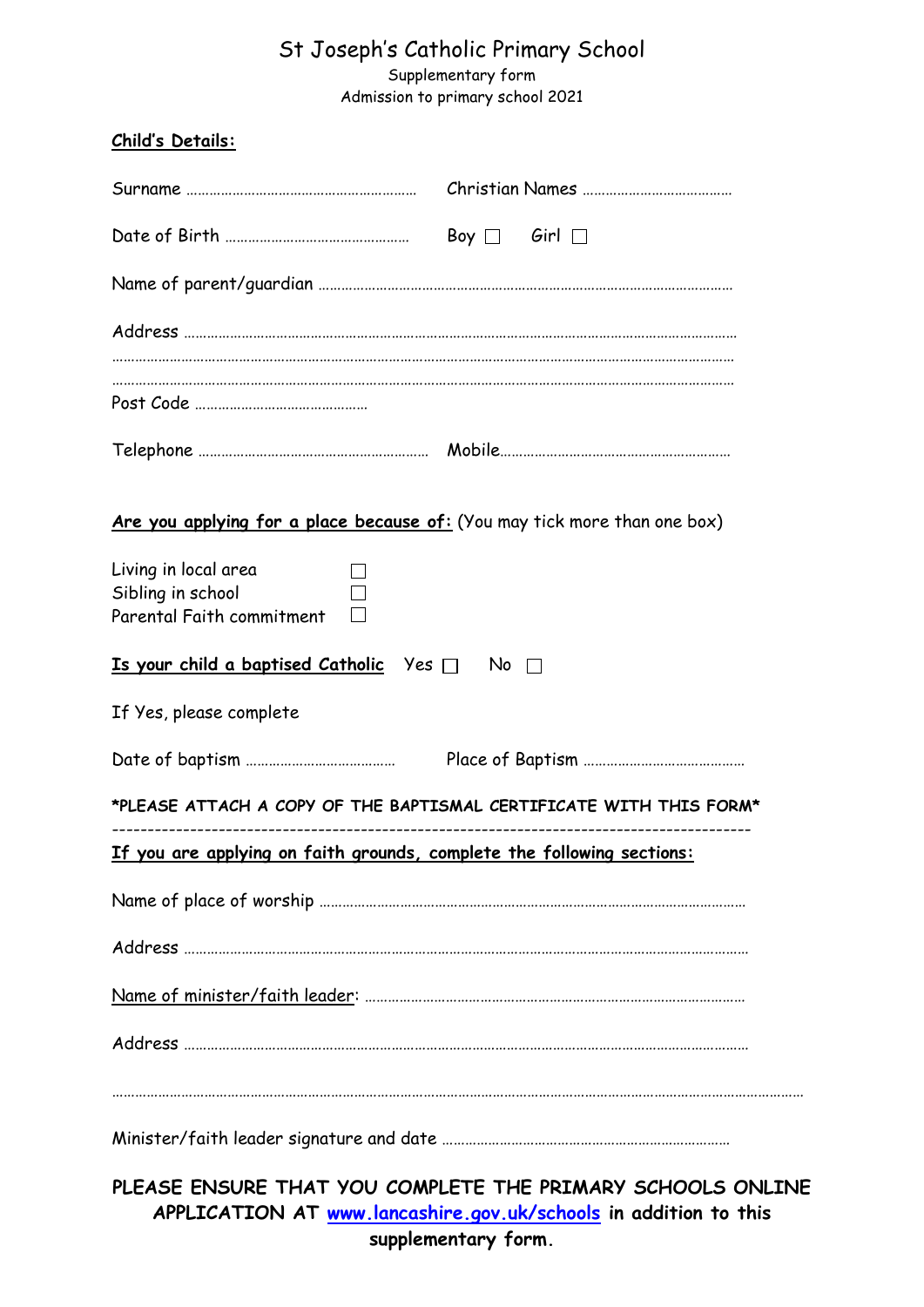# St Joseph's Catholic Primary School

Supplementary form

Admission to primary school 2021

**Child's Details:**

Surname …………………………………………………… Christian Names ………………………………

Date of Birth ……………………………………… Boy ☐ Girl ☐

Name of parent/guardian ……………………………………………………………………………………………

Address ……………………………………………………………………………………………………………………

……………………………………………………………………………………………………………………………

……………………………………………………………………………………………………………………………

Post Code ……………………………………

Telephone …………………………………………………… Mobile……………………………………………………

**Are you applying for a place because of:** (You may tick more than one box)

Living in local area ☐

Sibling in school ☐

Parental Faith commitment ☐

**Is your child a baptised Catholic** Yes ☐ No ☐

If Yes, please complete

Date of baptism ……………………………… Place of Baptism …………………………………

**\*PLEASE ATTACH A COPY OF THE BAPTISMAL CERTIFICATE WITH THIS FORM\***

---

**If you are applying on faith grounds, complete the following sections:**

Name of place of worship ………………………………………………………………………………………

Address …………………………………………………………………………………………………………………

Name of minister/faith leader: ………………………………………………………………………………

Address …………………………………………………………………………………………………………………

……………………………………………………………………………………………………………………………………

Minister/faith leader signature and date …………………………………………………………

**PLEASE ENSURE THAT YOU COMPLETE THE PRIMARY SCHOOLS ONLINE APPLICATION AT [www.lancashire.gov.uk/schools](http://www.lancashire.gov.uk/schools) in addition to this supplementary form.**